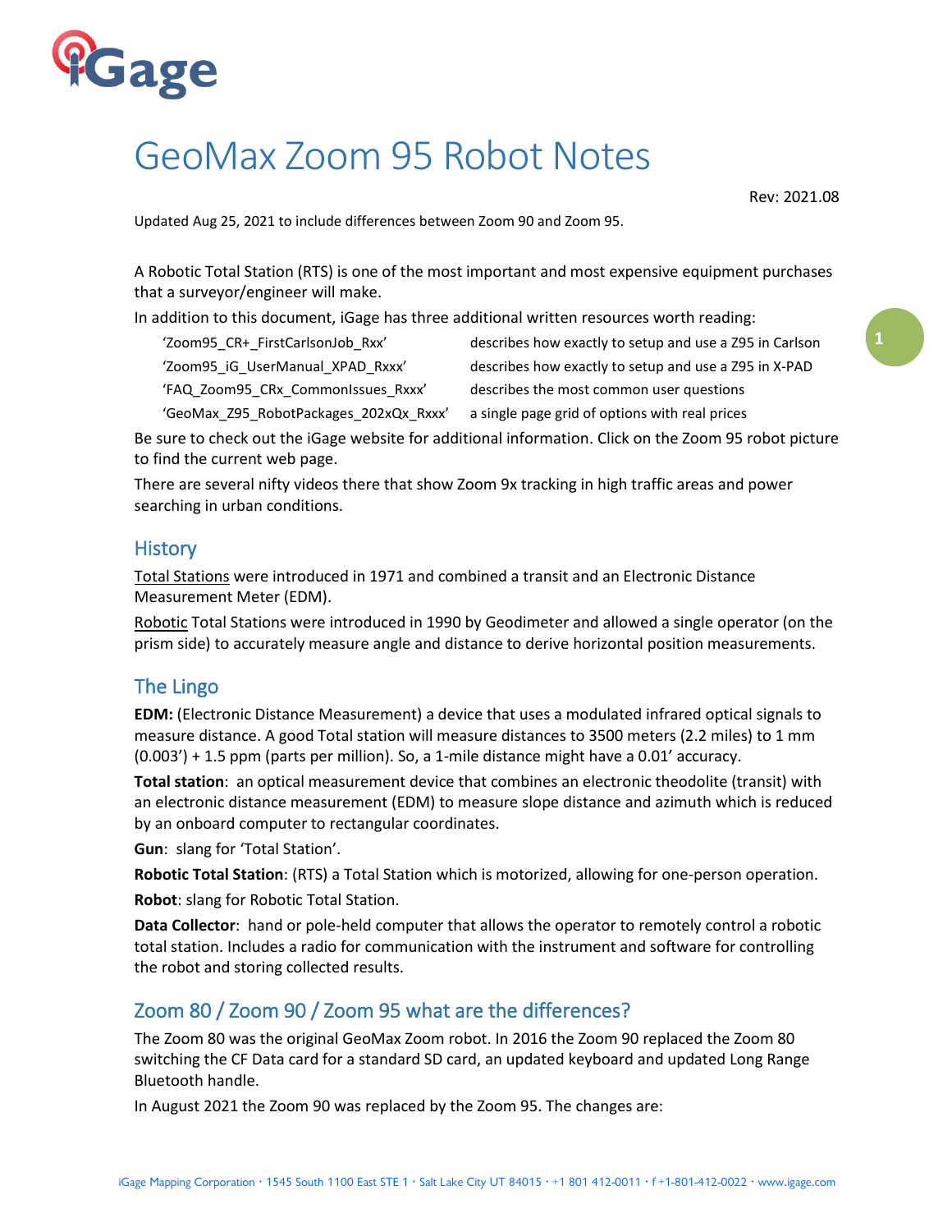# GeoMax Zoom 95 Robot Notes

Rev: 2021.08

Updated Aug 25, 2021 to include differences between Zoom 90 and Zoom 95.

A Robotic Total Station (RTS) is one of the most important and most expensive equipment purchases that a surveyor/engineer will make.

In addition to this document, iGage has three additional written resources worth reading:

| | |
|---|---|
| 'Zoom95_CR+_FirstCarlsonJob_Rxx' | describes how exactly to setup and use a Z95 in Carlson |
| 'Zoom95_iG_UserManual_XPAD_Rxxx' | describes how exactly to setup and use a Z95 in X-PAD |
| 'FAQ_Zoom95_CRx_CommonIssues_Rxxx' | describes the most common user questions |
| 'GeoMax_Z95_RobotPackages_202xQx_Rxxx' | a single page grid of options with real prices |

Be sure to check out the iGage website for additional information. Click on the Zoom 95 robot picture to find the current web page.

There are several nifty videos there that show Zoom 9x tracking in high traffic areas and power searching in urban conditions.

## History

Total Stations were introduced in 1971 and combined a transit and an Electronic Distance Measurement Meter (EDM).

Robotic Total Stations were introduced in 1990 by Geodimeter and allowed a single operator (on the prism side) to accurately measure angle and distance to derive horizontal position measurements.

## The Lingo

**EDM:** (Electronic Distance Measurement) a device that uses a modulated infrared optical signals to measure distance. A good Total station will measure distances to 3500 meters (2.2 miles) to 1 mm (0.003') + 1.5 ppm (parts per million). So, a 1-mile distance might have a 0.01' accuracy.

**Total station**: an optical measurement device that combines an electronic theodolite (transit) with an electronic distance measurement (EDM) to measure slope distance and azimuth which is reduced by an onboard computer to rectangular coordinates.

**Gun**: slang for 'Total Station'.

**Robotic Total Station**: (RTS) a Total Station which is motorized, allowing for one-person operation.

**Robot**: slang for Robotic Total Station.

**Data Collector**: hand or pole-held computer that allows the operator to remotely control a robotic total station. Includes a radio for communication with the instrument and software for controlling the robot and storing collected results.

## Zoom 80 / Zoom 90 / Zoom 95 what are the differences?

The Zoom 80 was the original GeoMax Zoom robot. In 2016 the Zoom 90 replaced the Zoom 80 switching the CF Data card for a standard SD card, an updated keyboard and updated Long Range Bluetooth handle.

In August 2021 the Zoom 90 was replaced by the Zoom 95. The changes are: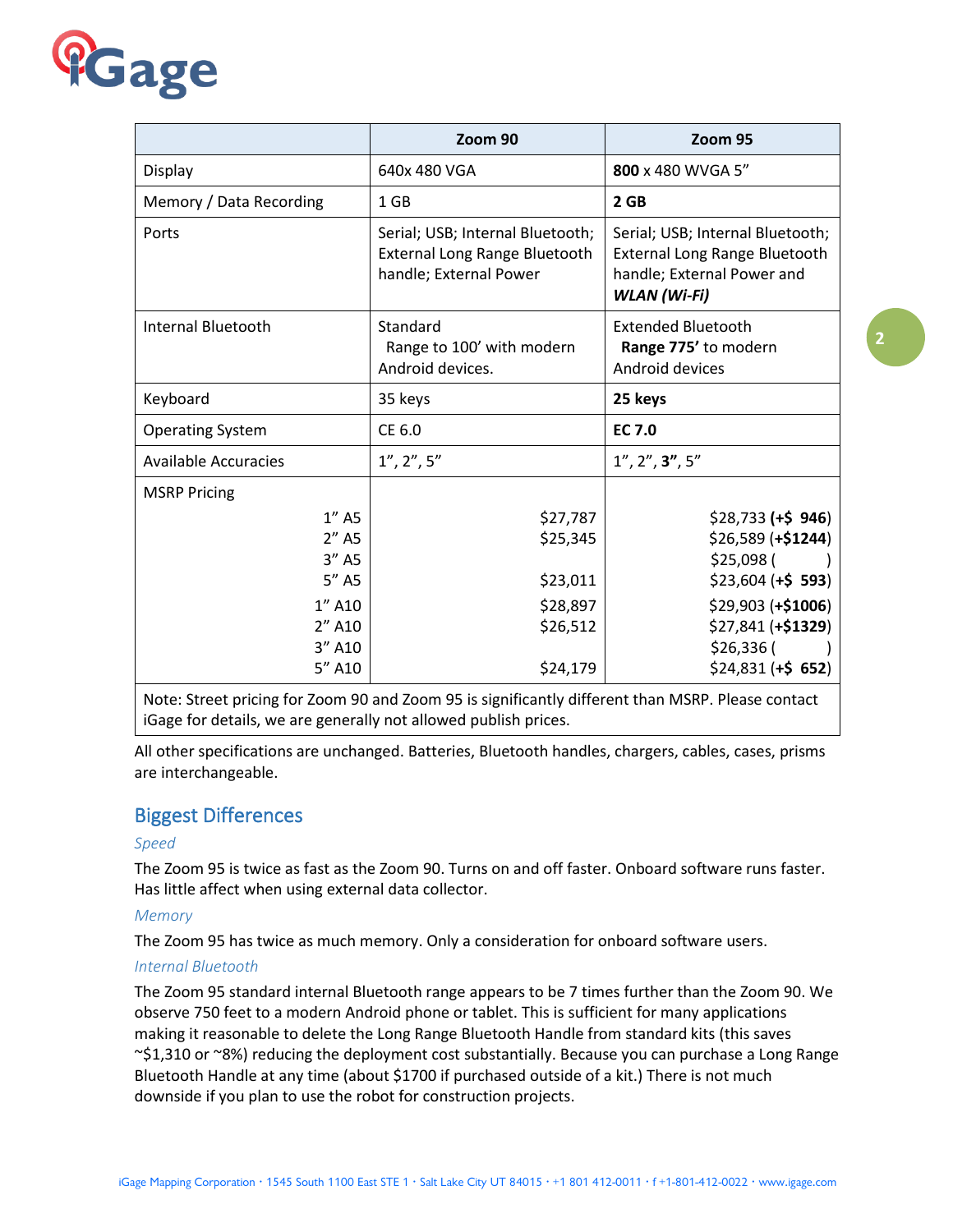|  | Zoom 90 | Zoom 95 |
|---|---|---|
| Display | 640x 480 VGA | **800** x 480 WVGA 5" |
| Memory / Data Recording | 1 GB | **2 GB** |
| Ports | Serial; USB; Internal Bluetooth; External Long Range Bluetooth handle; External Power | Serial; USB; Internal Bluetooth; External Long Range Bluetooth handle; External Power and ***WLAN (Wi-Fi)*** |
| Internal Bluetooth | Standard Range to 100' with modern Android devices. | Extended Bluetooth **Range 775'** to modern Android devices |
| Keyboard | 35 keys | **25 keys** |
| Operating System | CE 6.0 | **EC 7.0** |
| Available Accuracies | 1", 2", 5" | 1", 2", **3"**, 5" |
| MSRP Pricing |  |  |
| 1" A5 | $27,787 | $28,733 (**+$ 946**) |
| 2" A5 | $25,345 | $26,589 (**+$1244**) |
| 3" A5 |  | $25,098 ( ) |
| 5" A5 | $23,011 | $23,604 (**+$ 593**) |
| 1" A10 | $28,897 | $29,903 (**+$1006**) |
| 2" A10 | $26,512 | $27,841 (**+$1329**) |
| 3" A10 |  | $26,336 ( ) |
| 5" A10 | $24,179 | $24,831 (**+$ 652**) |
| Note: Street pricing for Zoom 90 and Zoom 95 is significantly different than MSRP. Please contact iGage for details, we are generally not allowed publish prices. |  |  |

All other specifications are unchanged. Batteries, Bluetooth handles, chargers, cables, cases, prisms are interchangeable.

## Biggest Differences

### *Speed*

The Zoom 95 is twice as fast as the Zoom 90. Turns on and off faster. Onboard software runs faster. Has little affect when using external data collector.

### *Memory*

The Zoom 95 has twice as much memory. Only a consideration for onboard software users.

### *Internal Bluetooth*

The Zoom 95 standard internal Bluetooth range appears to be 7 times further than the Zoom 90. We observe 750 feet to a modern Android phone or tablet. This is sufficient for many applications making it reasonable to delete the Long Range Bluetooth Handle from standard kits (this saves ~$1,310 or ~8%) reducing the deployment cost substantially. Because you can purchase a Long Range Bluetooth Handle at any time (about $1700 if purchased outside of a kit.) There is not much downside if you plan to use the robot for construction projects.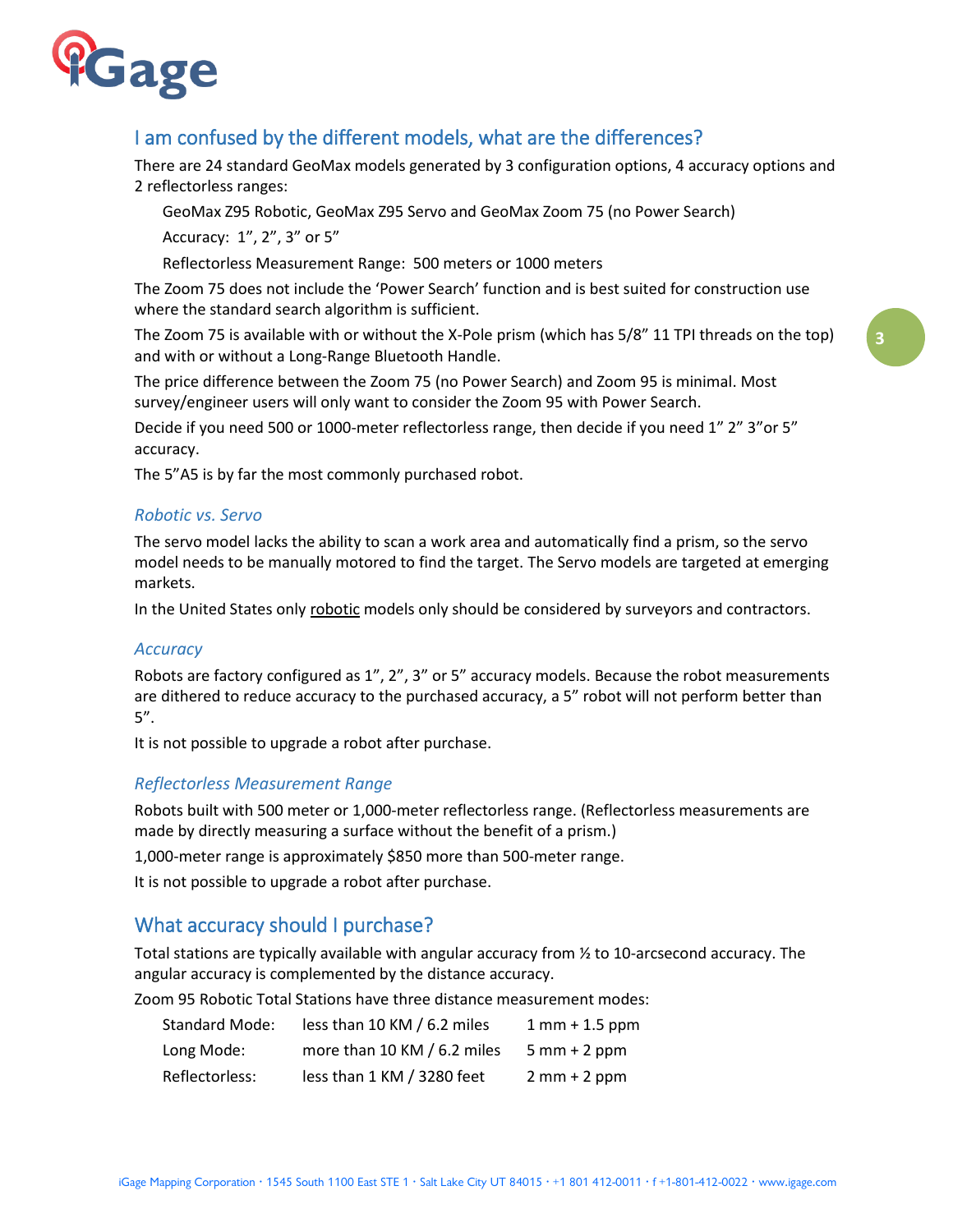## I am confused by the different models, what are the differences?

There are 24 standard GeoMax models generated by 3 configuration options, 4 accuracy options and 2 reflectorless ranges:

GeoMax Z95 Robotic, GeoMax Z95 Servo and GeoMax Zoom 75 (no Power Search)

Accuracy:  1", 2", 3" or 5"

Reflectorless Measurement Range:  500 meters or 1000 meters

The Zoom 75 does not include the 'Power Search' function and is best suited for construction use where the standard search algorithm is sufficient.

The Zoom 75 is available with or without the X-Pole prism (which has 5/8" 11 TPI threads on the top) and with or without a Long-Range Bluetooth Handle.

The price difference between the Zoom 75 (no Power Search) and Zoom 95 is minimal. Most survey/engineer users will only want to consider the Zoom 95 with Power Search.

Decide if you need 500 or 1000-meter reflectorless range, then decide if you need 1" 2" 3"or 5" accuracy.

The 5"A5 is by far the most commonly purchased robot.

### *Robotic vs. Servo*

The servo model lacks the ability to scan a work area and automatically find a prism, so the servo model needs to be manually motored to find the target. The Servo models are targeted at emerging markets.

In the United States only robotic models only should be considered by surveyors and contractors.

### *Accuracy*

Robots are factory configured as 1", 2", 3" or 5" accuracy models. Because the robot measurements are dithered to reduce accuracy to the purchased accuracy, a 5" robot will not perform better than 5".

It is not possible to upgrade a robot after purchase.

### *Reflectorless Measurement Range*

Robots built with 500 meter or 1,000-meter reflectorless range. (Reflectorless measurements are made by directly measuring a surface without the benefit of a prism.)

1,000-meter range is approximately $850 more than 500-meter range.

It is not possible to upgrade a robot after purchase.

## What accuracy should I purchase?

Total stations are typically available with angular accuracy from ½ to 10-arcsecond accuracy. The angular accuracy is complemented by the distance accuracy.

Zoom 95 Robotic Total Stations have three distance measurement modes:

| | | |
|---|---|---|
| Standard Mode: | less than 10 KM / 6.2 miles | 1 mm + 1.5 ppm |
| Long Mode: | more than 10 KM / 6.2 miles | 5 mm + 2 ppm |
| Reflectorless: | less than 1 KM / 3280 feet | 2 mm + 2 ppm |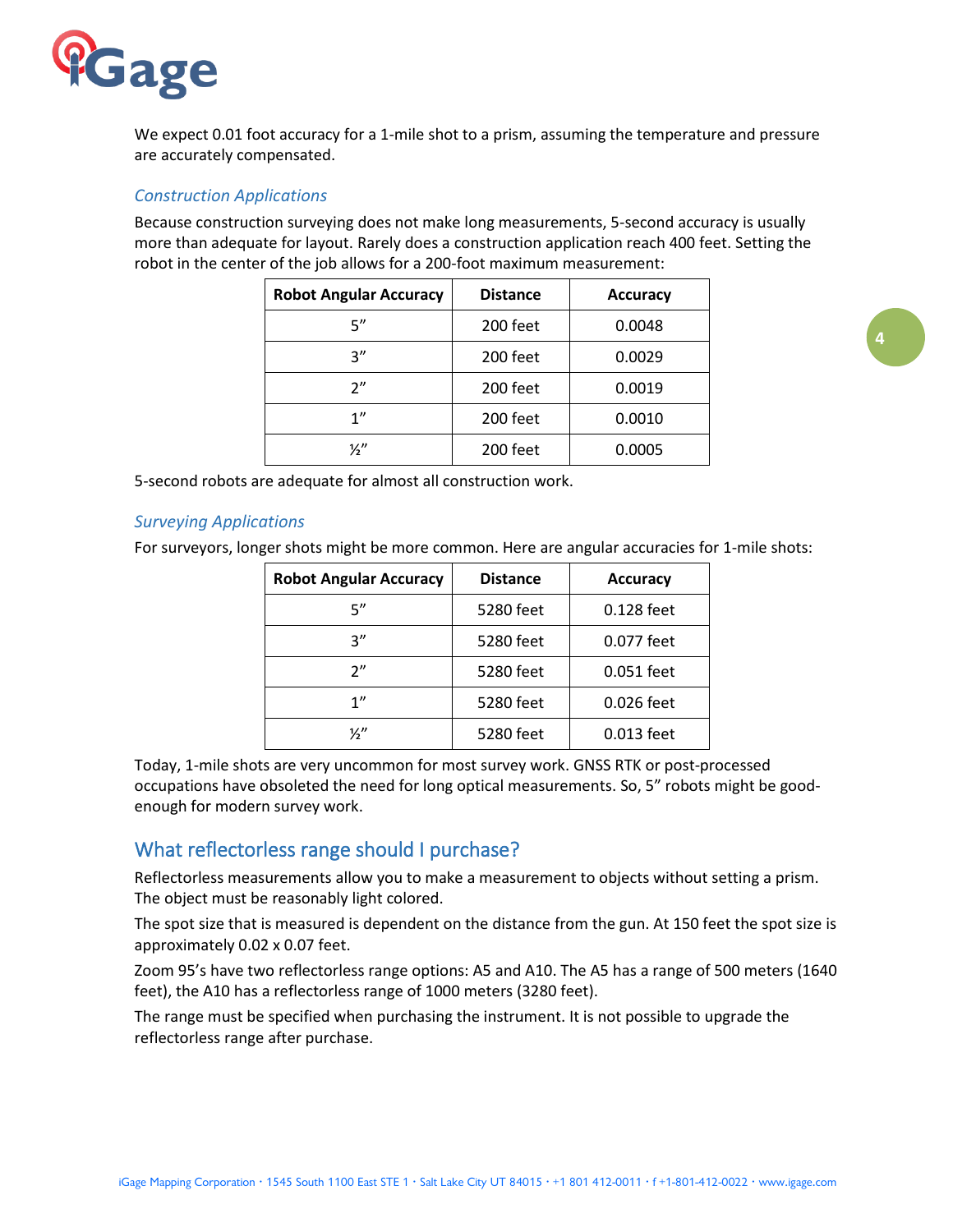We expect 0.01 foot accuracy for a 1-mile shot to a prism, assuming the temperature and pressure are accurately compensated.

### *Construction Applications*

Because construction surveying does not make long measurements, 5-second accuracy is usually more than adequate for layout. Rarely does a construction application reach 400 feet. Setting the robot in the center of the job allows for a 200-foot maximum measurement:

| Robot Angular Accuracy | Distance | Accuracy |
|---|---|---|
| 5” | 200 feet | 0.0048 |
| 3” | 200 feet | 0.0029 |
| 2” | 200 feet | 0.0019 |
| 1” | 200 feet | 0.0010 |
| ½” | 200 feet | 0.0005 |

5-second robots are adequate for almost all construction work.

### *Surveying Applications*

For surveyors, longer shots might be more common. Here are angular accuracies for 1-mile shots:

| Robot Angular Accuracy | Distance | Accuracy |
|---|---|---|
| 5” | 5280 feet | 0.128 feet |
| 3” | 5280 feet | 0.077 feet |
| 2” | 5280 feet | 0.051 feet |
| 1” | 5280 feet | 0.026 feet |
| ½” | 5280 feet | 0.013 feet |

Today, 1-mile shots are very uncommon for most survey work. GNSS RTK or post-processed occupations have obsoleted the need for long optical measurements. So, 5” robots might be good-enough for modern survey work.

## What reflectorless range should I purchase?

Reflectorless measurements allow you to make a measurement to objects without setting a prism. The object must be reasonably light colored.

The spot size that is measured is dependent on the distance from the gun. At 150 feet the spot size is approximately 0.02 x 0.07 feet.

Zoom 95’s have two reflectorless range options: A5 and A10. The A5 has a range of 500 meters (1640 feet), the A10 has a reflectorless range of 1000 meters (3280 feet).

The range must be specified when purchasing the instrument. It is not possible to upgrade the reflectorless range after purchase.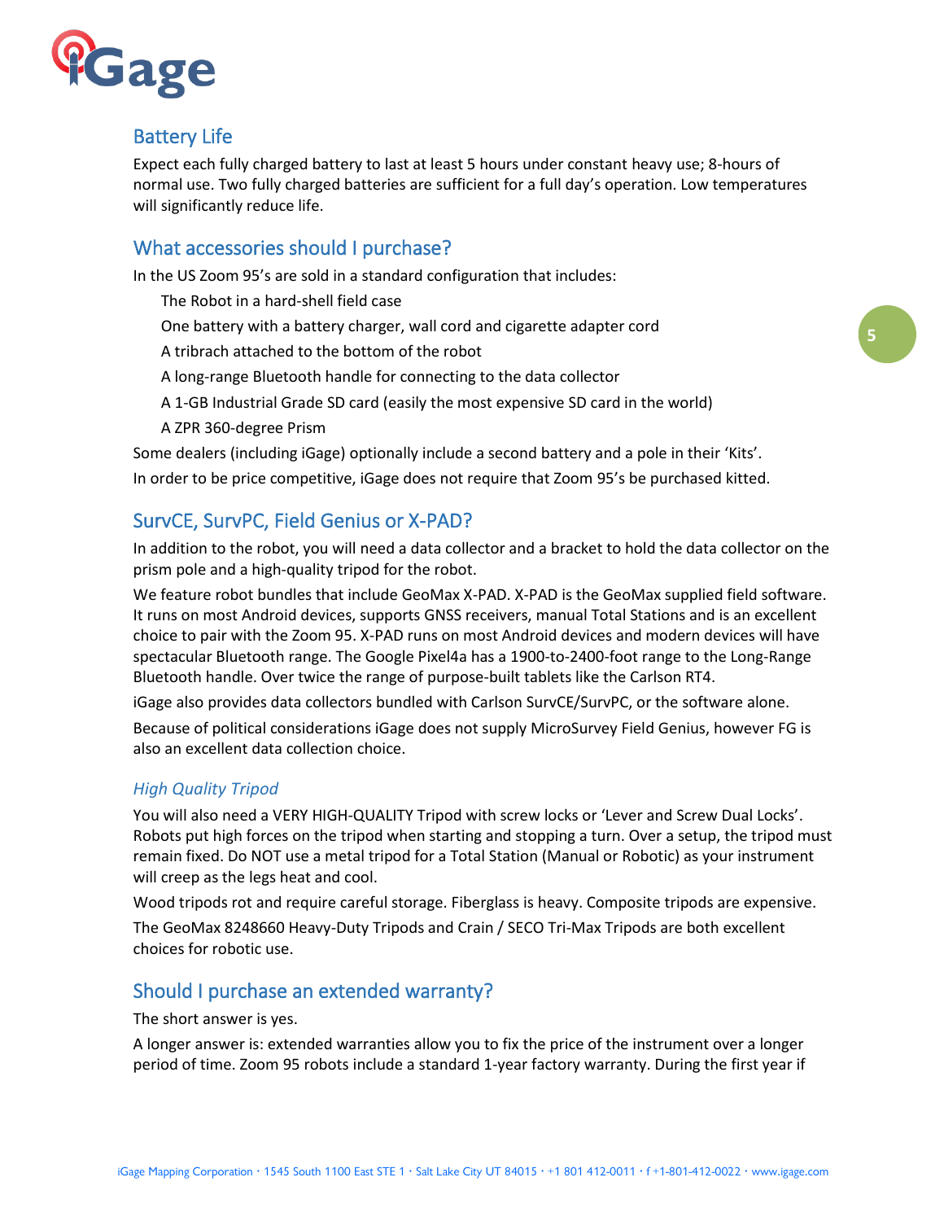## Battery Life

Expect each fully charged battery to last at least 5 hours under constant heavy use; 8-hours of normal use. Two fully charged batteries are sufficient for a full day's operation. Low temperatures will significantly reduce life.

## What accessories should I purchase?

In the US Zoom 95's are sold in a standard configuration that includes:

- The Robot in a hard-shell field case
- One battery with a battery charger, wall cord and cigarette adapter cord
- A tribrach attached to the bottom of the robot
- A long-range Bluetooth handle for connecting to the data collector
- A 1-GB Industrial Grade SD card (easily the most expensive SD card in the world)
- A ZPR 360-degree Prism

Some dealers (including iGage) optionally include a second battery and a pole in their 'Kits'.

In order to be price competitive, iGage does not require that Zoom 95's be purchased kitted.

## SurvCE, SurvPC, Field Genius or X-PAD?

In addition to the robot, you will need a data collector and a bracket to hold the data collector on the prism pole and a high-quality tripod for the robot.

We feature robot bundles that include GeoMax X-PAD. X-PAD is the GeoMax supplied field software. It runs on most Android devices, supports GNSS receivers, manual Total Stations and is an excellent choice to pair with the Zoom 95. X-PAD runs on most Android devices and modern devices will have spectacular Bluetooth range. The Google Pixel4a has a 1900-to-2400-foot range to the Long-Range Bluetooth handle. Over twice the range of purpose-built tablets like the Carlson RT4.

iGage also provides data collectors bundled with Carlson SurvCE/SurvPC, or the software alone.

Because of political considerations iGage does not supply MicroSurvey Field Genius, however FG is also an excellent data collection choice.

### *High Quality Tripod*

You will also need a VERY HIGH-QUALITY Tripod with screw locks or 'Lever and Screw Dual Locks'. Robots put high forces on the tripod when starting and stopping a turn. Over a setup, the tripod must remain fixed. Do NOT use a metal tripod for a Total Station (Manual or Robotic) as your instrument will creep as the legs heat and cool.

Wood tripods rot and require careful storage. Fiberglass is heavy. Composite tripods are expensive.

The GeoMax 8248660 Heavy-Duty Tripods and Crain / SECO Tri-Max Tripods are both excellent choices for robotic use.

## Should I purchase an extended warranty?

The short answer is yes.

A longer answer is: extended warranties allow you to fix the price of the instrument over a longer period of time. Zoom 95 robots include a standard 1-year factory warranty. During the first year if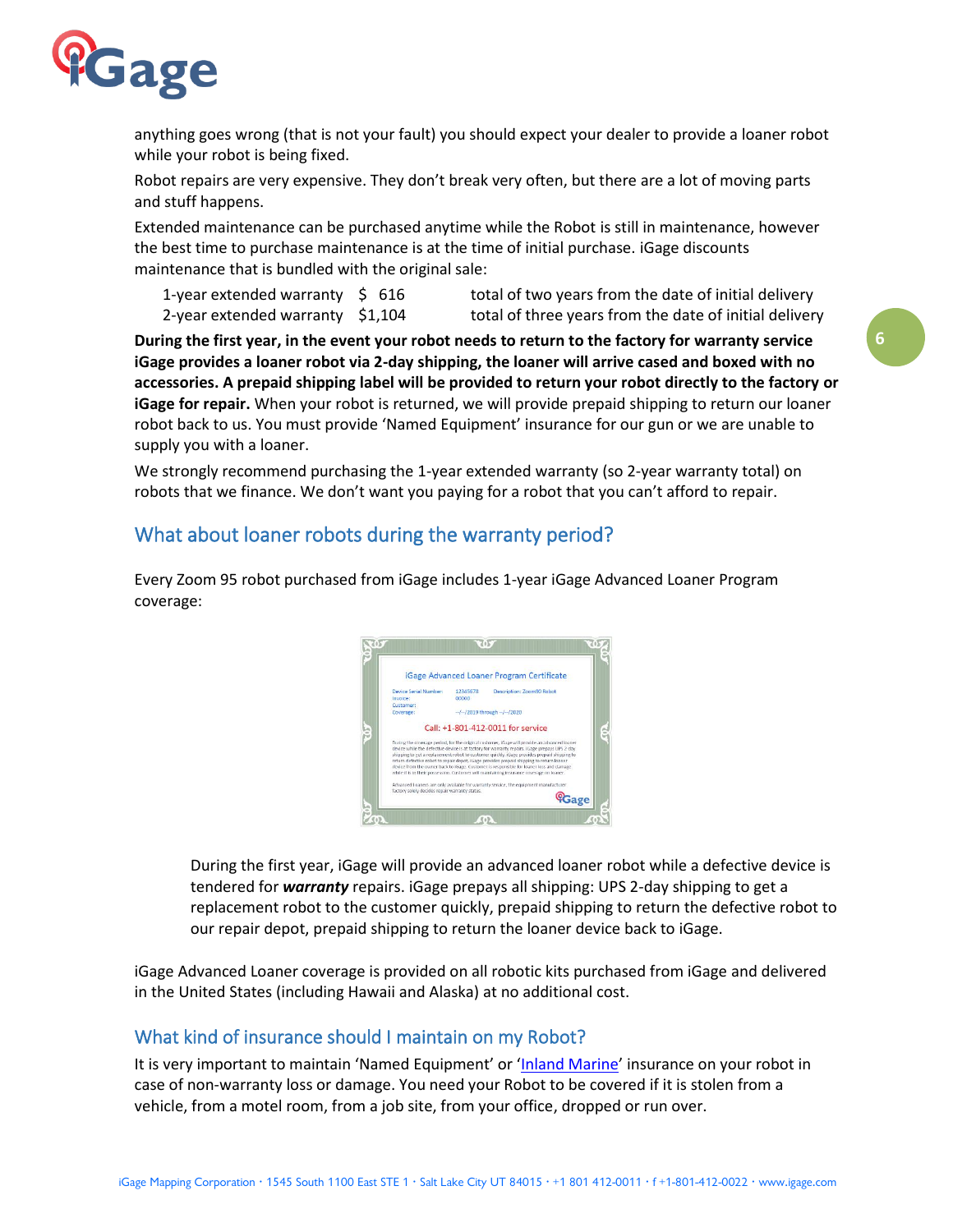anything goes wrong (that is not your fault) you should expect your dealer to provide a loaner robot while your robot is being fixed.

Robot repairs are very expensive. They don't break very often, but there are a lot of moving parts and stuff happens.

Extended maintenance can be purchased anytime while the Robot is still in maintenance, however the best time to purchase maintenance is at the time of initial purchase. iGage discounts maintenance that is bundled with the original sale:

| | | |
|---|---|---|
| 1-year extended warranty | $ 616 | total of two years from the date of initial delivery |
| 2-year extended warranty | $1,104 | total of three years from the date of initial delivery |

**During the first year, in the event your robot needs to return to the factory for warranty service iGage provides a loaner robot via 2-day shipping, the loaner will arrive cased and boxed with no accessories. A prepaid shipping label will be provided to return your robot directly to the factory or iGage for repair.** When your robot is returned, we will provide prepaid shipping to return our loaner robot back to us. You must provide 'Named Equipment' insurance for our gun or we are unable to supply you with a loaner.

We strongly recommend purchasing the 1-year extended warranty (so 2-year warranty total) on robots that we finance. We don't want you paying for a robot that you can't afford to repair.

## What about loaner robots during the warranty period?

Every Zoom 95 robot purchased from iGage includes 1-year iGage Advanced Loaner Program coverage:

> During the first year, iGage will provide an advanced loaner robot while a defective device is tendered for ***warranty*** repairs. iGage prepays all shipping: UPS 2-day shipping to get a replacement robot to the customer quickly, prepaid shipping to return the defective robot to our repair depot, prepaid shipping to return the loaner device back to iGage.

iGage Advanced Loaner coverage is provided on all robotic kits purchased from iGage and delivered in the United States (including Hawaii and Alaska) at no additional cost.

## What kind of insurance should I maintain on my Robot?

It is very important to maintain 'Named Equipment' or 'Inland Marine' insurance on your robot in case of non-warranty loss or damage. You need your Robot to be covered if it is stolen from a vehicle, from a motel room, from a job site, from your office, dropped or run over.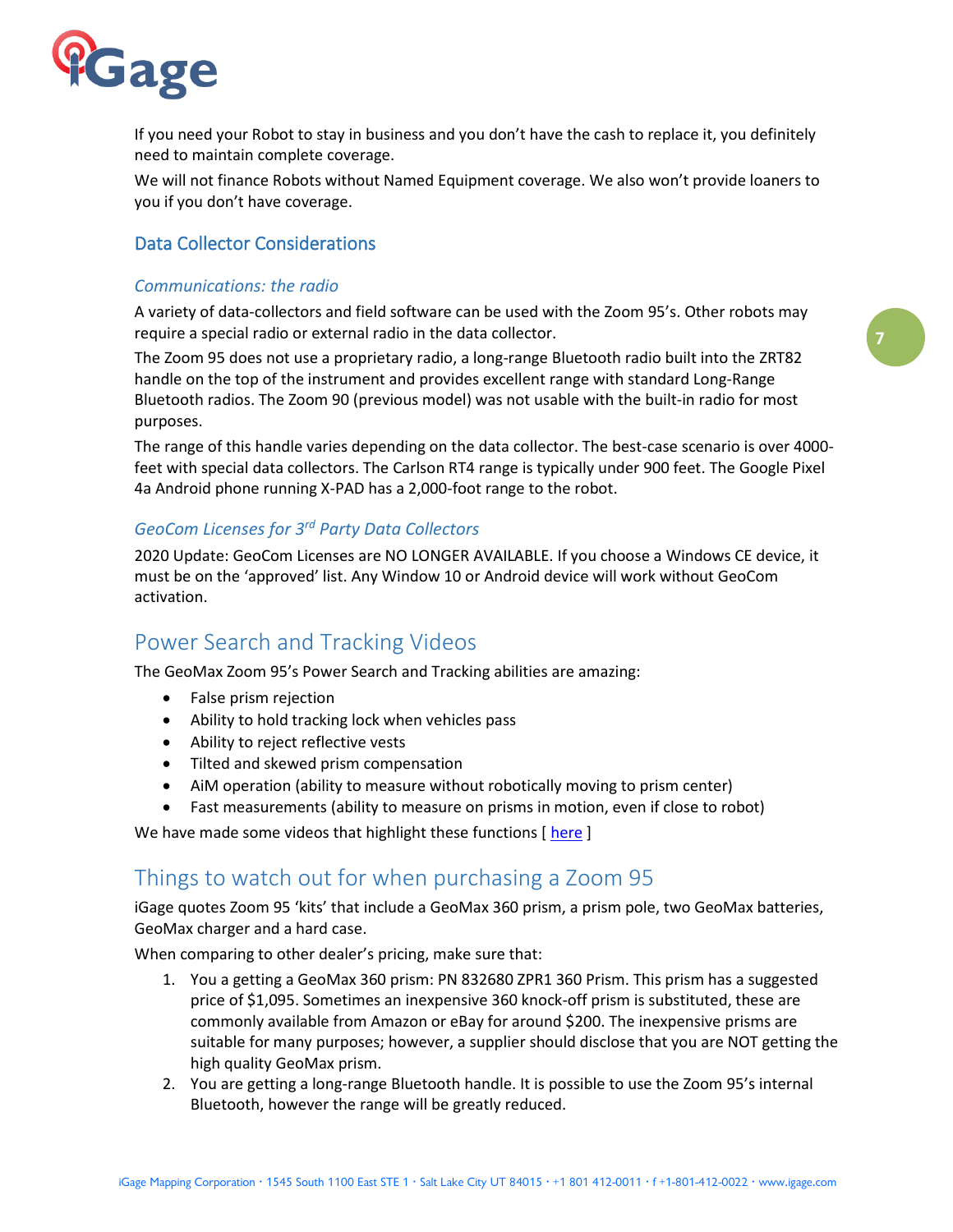If you need your Robot to stay in business and you don't have the cash to replace it, you definitely need to maintain complete coverage.

We will not finance Robots without Named Equipment coverage. We also won't provide loaners to you if you don't have coverage.

### Data Collector Considerations

#### *Communications: the radio*

A variety of data-collectors and field software can be used with the Zoom 95's. Other robots may require a special radio or external radio in the data collector.

The Zoom 95 does not use a proprietary radio, a long-range Bluetooth radio built into the ZRT82 handle on the top of the instrument and provides excellent range with standard Long-Range Bluetooth radios. The Zoom 90 (previous model) was not usable with the built-in radio for most purposes.

The range of this handle varies depending on the data collector. The best-case scenario is over 4000-feet with special data collectors. The Carlson RT4 range is typically under 900 feet. The Google Pixel 4a Android phone running X-PAD has a 2,000-foot range to the robot.

#### *GeoCom Licenses for 3rd Party Data Collectors*

2020 Update: GeoCom Licenses are NO LONGER AVAILABLE. If you choose a Windows CE device, it must be on the 'approved' list. Any Window 10 or Android device will work without GeoCom activation.

## Power Search and Tracking Videos

The GeoMax Zoom 95's Power Search and Tracking abilities are amazing:

- False prism rejection
- Ability to hold tracking lock when vehicles pass
- Ability to reject reflective vests
- Tilted and skewed prism compensation
- AiM operation (ability to measure without robotically moving to prism center)
- Fast measurements (ability to measure on prisms in motion, even if close to robot)

We have made some videos that highlight these functions [ here ]

## Things to watch out for when purchasing a Zoom 95

iGage quotes Zoom 95 'kits' that include a GeoMax 360 prism, a prism pole, two GeoMax batteries, GeoMax charger and a hard case.

When comparing to other dealer's pricing, make sure that:

1. You a getting a GeoMax 360 prism: PN 832680 ZPR1 360 Prism. This prism has a suggested price of $1,095. Sometimes an inexpensive 360 knock-off prism is substituted, these are commonly available from Amazon or eBay for around $200. The inexpensive prisms are suitable for many purposes; however, a supplier should disclose that you are NOT getting the high quality GeoMax prism.
2. You are getting a long-range Bluetooth handle. It is possible to use the Zoom 95's internal Bluetooth, however the range will be greatly reduced.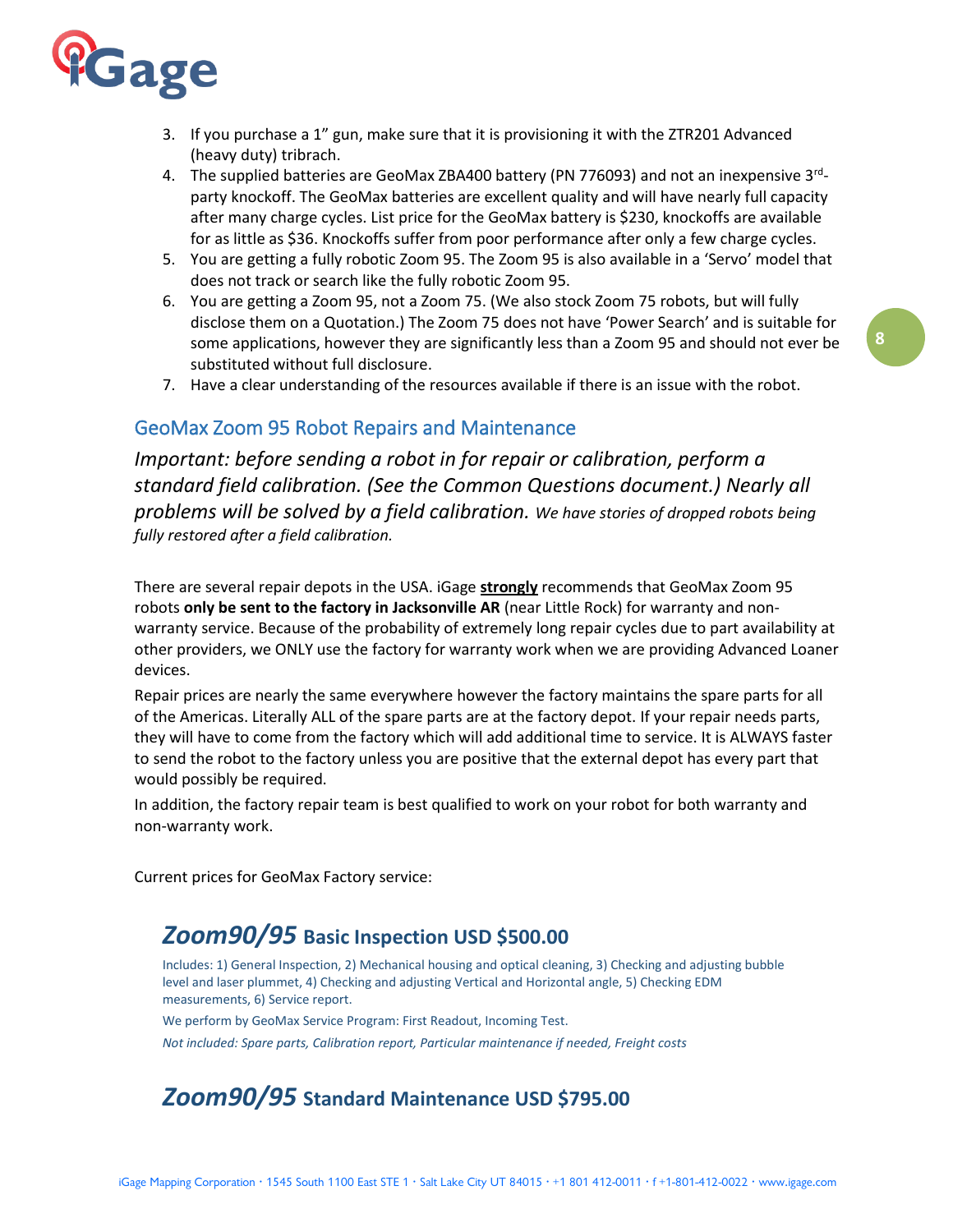3. If you purchase a 1" gun, make sure that it is provisioning it with the ZTR201 Advanced (heavy duty) tribrach.
4. The supplied batteries are GeoMax ZBA400 battery (PN 776093) and not an inexpensive 3rd-party knockoff. The GeoMax batteries are excellent quality and will have nearly full capacity after many charge cycles. List price for the GeoMax battery is $230, knockoffs are available for as little as $36. Knockoffs suffer from poor performance after only a few charge cycles.
5. You are getting a fully robotic Zoom 95. The Zoom 95 is also available in a 'Servo' model that does not track or search like the fully robotic Zoom 95.
6. You are getting a Zoom 95, not a Zoom 75. (We also stock Zoom 75 robots, but will fully disclose them on a Quotation.) The Zoom 75 does not have 'Power Search' and is suitable for some applications, however they are significantly less than a Zoom 95 and should not ever be substituted without full disclosure.
7. Have a clear understanding of the resources available if there is an issue with the robot.

## GeoMax Zoom 95 Robot Repairs and Maintenance

*Important: before sending a robot in for repair or calibration, perform a standard field calibration. (See the Common Questions document.) Nearly all problems will be solved by a field calibration. We have stories of dropped robots being fully restored after a field calibration.*

There are several repair depots in the USA. iGage **strongly** recommends that GeoMax Zoom 95 robots **only be sent to the factory in Jacksonville AR** (near Little Rock) for warranty and non-warranty service. Because of the probability of extremely long repair cycles due to part availability at other providers, we ONLY use the factory for warranty work when we are providing Advanced Loaner devices.

Repair prices are nearly the same everywhere however the factory maintains the spare parts for all of the Americas. Literally ALL of the spare parts are at the factory depot. If your repair needs parts, they will have to come from the factory which will add additional time to service. It is ALWAYS faster to send the robot to the factory unless you are positive that the external depot has every part that would possibly be required.

In addition, the factory repair team is best qualified to work on your robot for both warranty and non-warranty work.

Current prices for GeoMax Factory service:

### *Zoom90/95* Basic Inspection USD $500.00

Includes: 1) General Inspection, 2) Mechanical housing and optical cleaning, 3) Checking and adjusting bubble level and laser plummet, 4) Checking and adjusting Vertical and Horizontal angle, 5) Checking EDM measurements, 6) Service report.

We perform by GeoMax Service Program: First Readout, Incoming Test.

*Not included: Spare parts, Calibration report, Particular maintenance if needed, Freight costs*

### *Zoom90/95* Standard Maintenance USD $795.00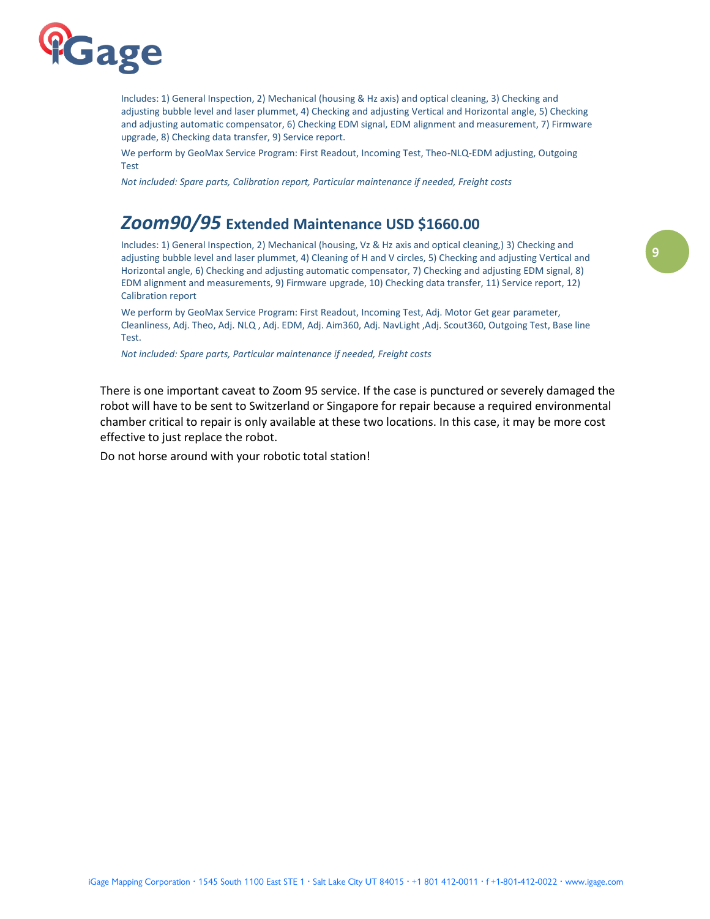Includes: 1) General Inspection, 2) Mechanical (housing & Hz axis) and optical cleaning, 3) Checking and adjusting bubble level and laser plummet, 4) Checking and adjusting Vertical and Horizontal angle, 5) Checking and adjusting automatic compensator, 6) Checking EDM signal, EDM alignment and measurement, 7) Firmware upgrade, 8) Checking data transfer, 9) Service report.

We perform by GeoMax Service Program: First Readout, Incoming Test, Theo-NLQ-EDM adjusting, Outgoing Test

*Not included: Spare parts, Calibration report, Particular maintenance if needed, Freight costs*

## *Zoom90/95* Extended Maintenance USD $1660.00

Includes: 1) General Inspection, 2) Mechanical (housing, Vz & Hz axis and optical cleaning,) 3) Checking and adjusting bubble level and laser plummet, 4) Cleaning of H and V circles, 5) Checking and adjusting Vertical and Horizontal angle, 6) Checking and adjusting automatic compensator, 7) Checking and adjusting EDM signal, 8) EDM alignment and measurements, 9) Firmware upgrade, 10) Checking data transfer, 11) Service report, 12) Calibration report

We perform by GeoMax Service Program: First Readout, Incoming Test, Adj. Motor Get gear parameter, Cleanliness, Adj. Theo, Adj. NLQ , Adj. EDM, Adj. Aim360, Adj. NavLight ,Adj. Scout360, Outgoing Test, Base line Test.

*Not included: Spare parts, Particular maintenance if needed, Freight costs*

There is one important caveat to Zoom 95 service. If the case is punctured or severely damaged the robot will have to be sent to Switzerland or Singapore for repair because a required environmental chamber critical to repair is only available at these two locations. In this case, it may be more cost effective to just replace the robot.

Do not horse around with your robotic total station!